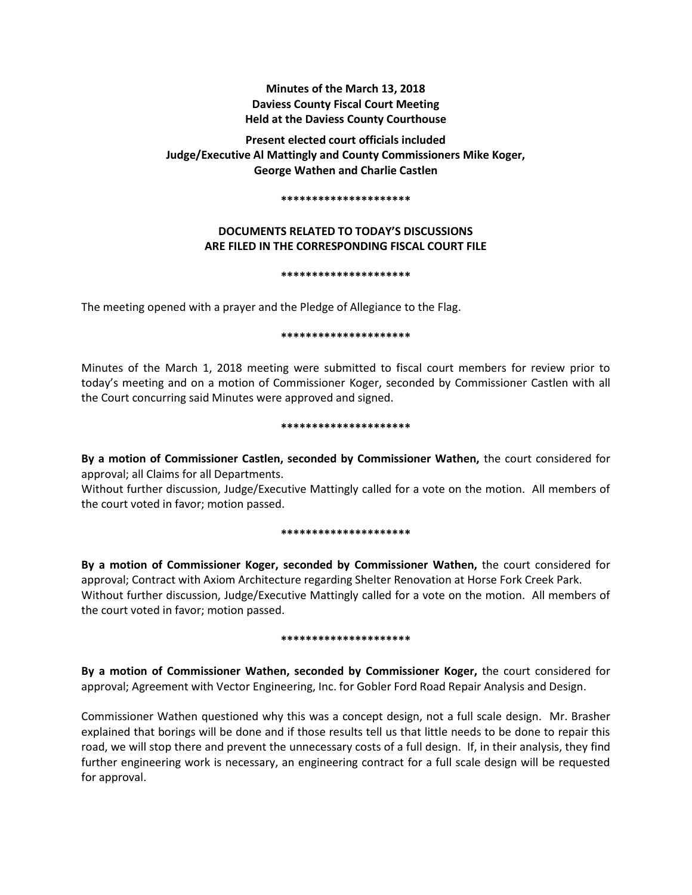**Minutes of the March 13, 2018**
**Daviess County Fiscal Court Meeting**
**Held at the Daviess County Courthouse**

**Present elected court officials included**
**Judge/Executive Al Mattingly and County Commissioners Mike Koger, George Wathen and Charlie Castlen**

*********************

**DOCUMENTS RELATED TO TODAY'S DISCUSSIONS ARE FILED IN THE CORRESPONDING FISCAL COURT FILE**

*********************

The meeting opened with a prayer and the Pledge of Allegiance to the Flag.

*********************

Minutes of the March 1, 2018 meeting were submitted to fiscal court members for review prior to today's meeting and on a motion of Commissioner Koger, seconded by Commissioner Castlen with all the Court concurring said Minutes were approved and signed.

*********************

**By a motion of Commissioner Castlen, seconded by Commissioner Wathen,** the court considered for approval; all Claims for all Departments.
Without further discussion, Judge/Executive Mattingly called for a vote on the motion. All members of the court voted in favor; motion passed.

*********************

**By a motion of Commissioner Koger, seconded by Commissioner Wathen,** the court considered for approval; Contract with Axiom Architecture regarding Shelter Renovation at Horse Fork Creek Park.
Without further discussion, Judge/Executive Mattingly called for a vote on the motion. All members of the court voted in favor; motion passed.

*********************

**By a motion of Commissioner Wathen, seconded by Commissioner Koger,** the court considered for approval; Agreement with Vector Engineering, Inc. for Gobler Ford Road Repair Analysis and Design.

Commissioner Wathen questioned why this was a concept design, not a full scale design. Mr. Brasher explained that borings will be done and if those results tell us that little needs to be done to repair this road, we will stop there and prevent the unnecessary costs of a full design. If, in their analysis, they find further engineering work is necessary, an engineering contract for a full scale design will be requested for approval.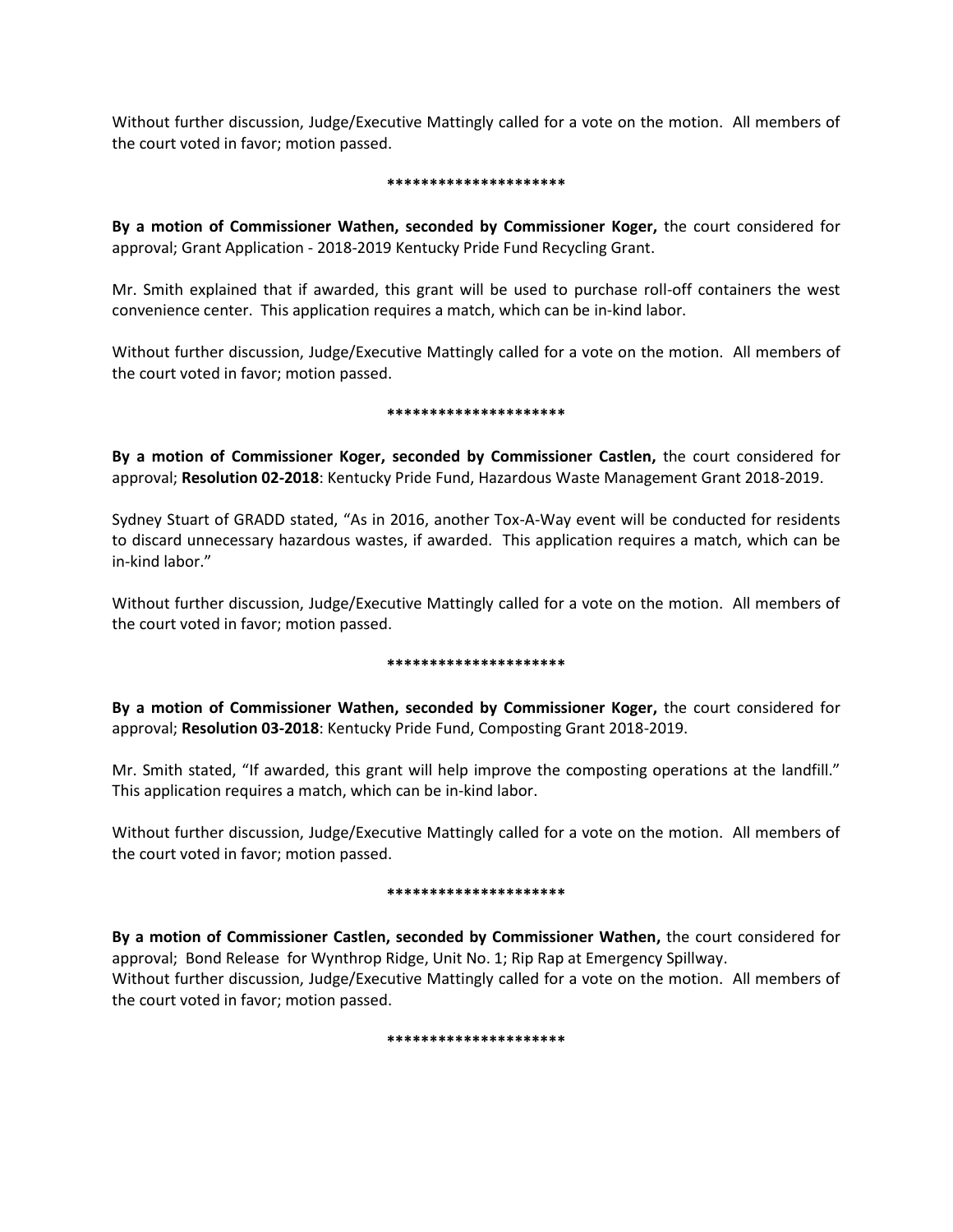Without further discussion, Judge/Executive Mattingly called for a vote on the motion. All members of the court voted in favor; motion passed.

*********************

**By a motion of Commissioner Wathen, seconded by Commissioner Koger,** the court considered for approval; Grant Application - 2018-2019 Kentucky Pride Fund Recycling Grant.

Mr. Smith explained that if awarded, this grant will be used to purchase roll-off containers the west convenience center. This application requires a match, which can be in-kind labor.

Without further discussion, Judge/Executive Mattingly called for a vote on the motion. All members of the court voted in favor; motion passed.

*********************

**By a motion of Commissioner Koger, seconded by Commissioner Castlen,** the court considered for approval; **Resolution 02-2018**: Kentucky Pride Fund, Hazardous Waste Management Grant 2018-2019.

Sydney Stuart of GRADD stated, "As in 2016, another Tox-A-Way event will be conducted for residents to discard unnecessary hazardous wastes, if awarded. This application requires a match, which can be in-kind labor."

Without further discussion, Judge/Executive Mattingly called for a vote on the motion. All members of the court voted in favor; motion passed.

*********************

**By a motion of Commissioner Wathen, seconded by Commissioner Koger,** the court considered for approval; **Resolution 03-2018**: Kentucky Pride Fund, Composting Grant 2018-2019.

Mr. Smith stated, "If awarded, this grant will help improve the composting operations at the landfill." This application requires a match, which can be in-kind labor.

Without further discussion, Judge/Executive Mattingly called for a vote on the motion. All members of the court voted in favor; motion passed.

*********************

**By a motion of Commissioner Castlen, seconded by Commissioner Wathen,** the court considered for approval; Bond Release for Wynthrop Ridge, Unit No. 1; Rip Rap at Emergency Spillway.
Without further discussion, Judge/Executive Mattingly called for a vote on the motion. All members of the court voted in favor; motion passed.

*********************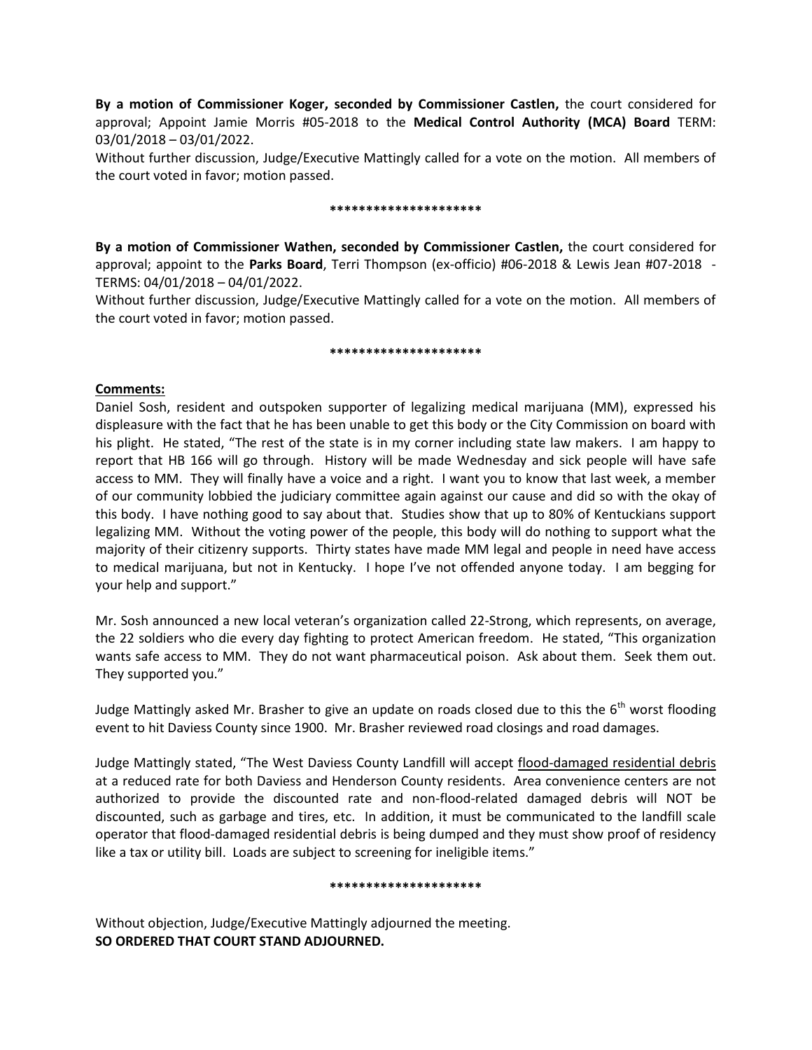**By a motion of Commissioner Koger, seconded by Commissioner Castlen,** the court considered for approval; Appoint Jamie Morris #05-2018 to the **Medical Control Authority (MCA) Board** TERM: 03/01/2018 – 03/01/2022.

Without further discussion, Judge/Executive Mattingly called for a vote on the motion. All members of the court voted in favor; motion passed.

**********************

**By a motion of Commissioner Wathen, seconded by Commissioner Castlen,** the court considered for approval; appoint to the **Parks Board**, Terri Thompson (ex-officio) #06-2018 & Lewis Jean #07-2018 - TERMS: 04/01/2018 – 04/01/2022.

Without further discussion, Judge/Executive Mattingly called for a vote on the motion. All members of the court voted in favor; motion passed.

**********************

**Comments:**

Daniel Sosh, resident and outspoken supporter of legalizing medical marijuana (MM), expressed his displeasure with the fact that he has been unable to get this body or the City Commission on board with his plight. He stated, "The rest of the state is in my corner including state law makers. I am happy to report that HB 166 will go through. History will be made Wednesday and sick people will have safe access to MM. They will finally have a voice and a right. I want you to know that last week, a member of our community lobbied the judiciary committee again against our cause and did so with the okay of this body. I have nothing good to say about that. Studies show that up to 80% of Kentuckians support legalizing MM. Without the voting power of the people, this body will do nothing to support what the majority of their citizenry supports. Thirty states have made MM legal and people in need have access to medical marijuana, but not in Kentucky. I hope I've not offended anyone today. I am begging for your help and support."

Mr. Sosh announced a new local veteran's organization called 22-Strong, which represents, on average, the 22 soldiers who die every day fighting to protect American freedom. He stated, "This organization wants safe access to MM. They do not want pharmaceutical poison. Ask about them. Seek them out. They supported you."

Judge Mattingly asked Mr. Brasher to give an update on roads closed due to this the 6th worst flooding event to hit Daviess County since 1900. Mr. Brasher reviewed road closings and road damages.

Judge Mattingly stated, "The West Daviess County Landfill will accept flood-damaged residential debris at a reduced rate for both Daviess and Henderson County residents. Area convenience centers are not authorized to provide the discounted rate and non-flood-related damaged debris will NOT be discounted, such as garbage and tires, etc. In addition, it must be communicated to the landfill scale operator that flood-damaged residential debris is being dumped and they must show proof of residency like a tax or utility bill. Loads are subject to screening for ineligible items."

**********************

Without objection, Judge/Executive Mattingly adjourned the meeting.

**SO ORDERED THAT COURT STAND ADJOURNED.**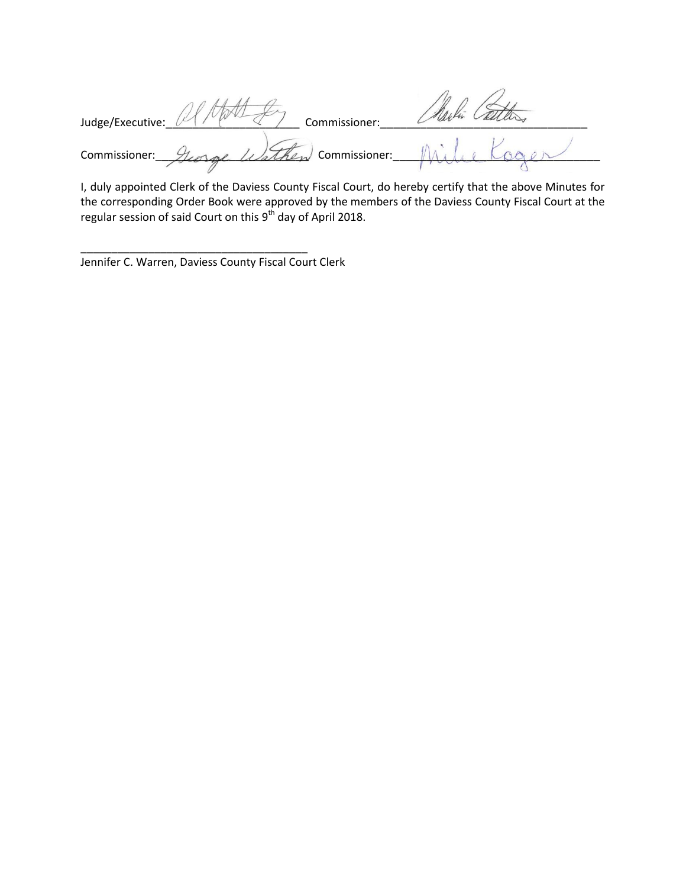Judge/Executive: Al Mattingly Commissioner: Charlie Castlen

Commissioner: George Wathen Commissioner: Mike Koger

I, duly appointed Clerk of the Daviess County Fiscal Court, do hereby certify that the above Minutes for the corresponding Order Book were approved by the members of the Daviess County Fiscal Court at the regular session of said Court on this 9th day of April 2018.

_____________________________________

Jennifer C. Warren, Daviess County Fiscal Court Clerk